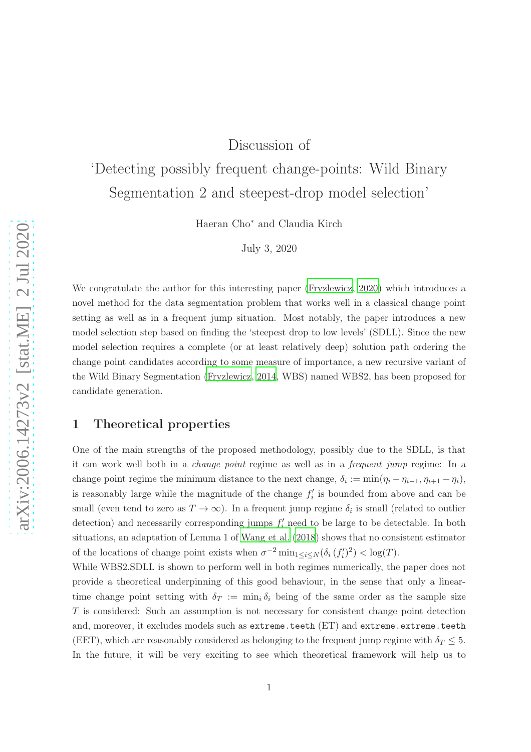# Discussion of ‘Detecting possibly frequent change-points: Wild Binary Segmentation 2 and steepest-drop model selection’

Haeran Cho* and Claudia Kirch

July 3, 2020

We congratulate the author for this interesting paper (Fryzlewicz, 2020) which introduces a novel method for the data segmentation problem that works well in a classical change point setting as well as in a frequent jump situation. Most notably, the paper introduces a new model selection step based on finding the ‘steepest drop to low levels’ (SDLL). Since the new model selection requires a complete (or at least relatively deep) solution path ordering the change point candidates according to some measure of importance, a new recursive variant of the Wild Binary Segmentation (Fryzlewicz, 2014, WBS) named WBS2, has been proposed for candidate generation.

## 1 Theoretical properties

One of the main strengths of the proposed methodology, possibly due to the SDLL, is that it can work well both in a *change point* regime as well as in a *frequent jump* regime: In a change point regime the minimum distance to the next change, $\delta_i := \min(\eta_i - \eta_{i-1}, \eta_{i+1} - \eta_i)$, is reasonably large while the magnitude of the change $f_i'$ is bounded from above and can be small (even tend to zero as $T \to \infty$). In a frequent jump regime $\delta_i$ is small (related to outlier detection) and necessarily corresponding jumps $f_i'$ need to be large to be detectable. In both situations, an adaptation of Lemma 1 of Wang et al. (2018) shows that no consistent estimator of the locations of change point exists when $\sigma^{-2} \min_{1 \le i \le N}(\delta_i \, (f_i')^2) < \log(T)$.

While WBS2.SDLL is shown to perform well in both regimes numerically, the paper does not provide a theoretical underpinning of this good behaviour, in the sense that only a linear-time change point setting with $\delta_T := \min_i \delta_i$ being of the same order as the sample size $T$ is considered: Such an assumption is not necessary for consistent change point detection and, moreover, it excludes models such as `extreme.teeth` (ET) and `extreme.extreme.teeth` (EET), which are reasonably considered as belonging to the frequent jump regime with $\delta_T \le 5$. In the future, it will be very exciting to see which theoretical framework will help us to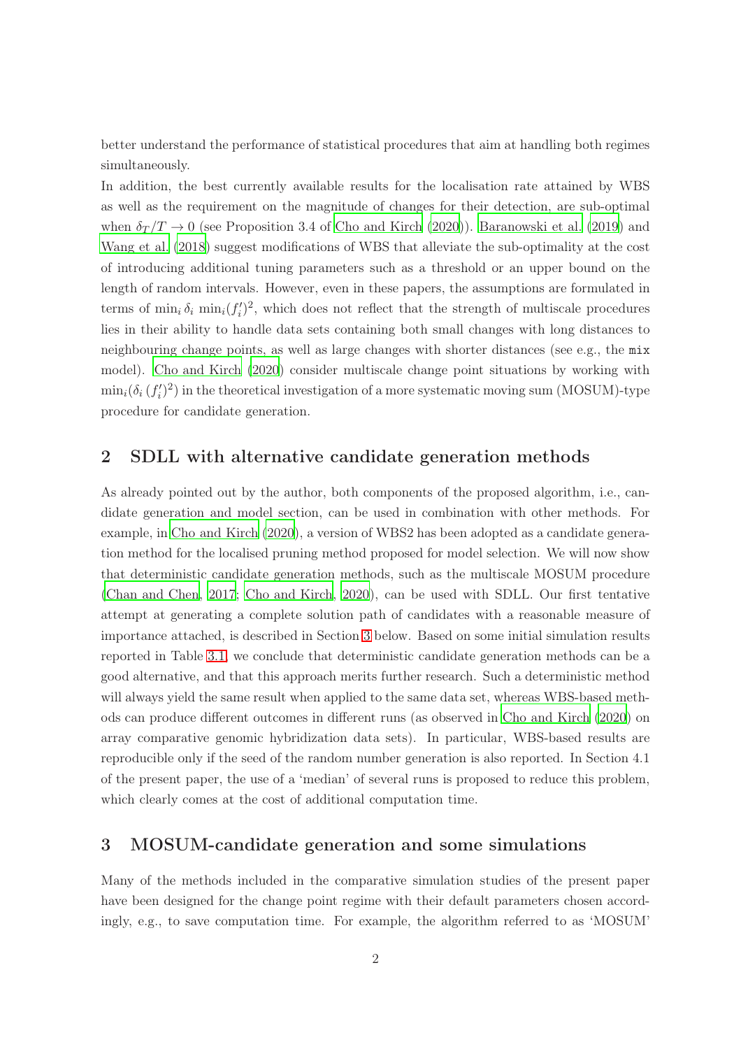better understand the performance of statistical procedures that aim at handling both regimes simultaneously.

In addition, the best currently available results for the localisation rate attained by WBS as well as the requirement on the magnitude of changes for their detection, are sub-optimal when $\delta_T/T \to 0$ (see Proposition 3.4 of Cho and Kirch (2020)). Baranowski et al. (2019) and Wang et al. (2018) suggest modifications of WBS that alleviate the sub-optimality at the cost of introducing additional tuning parameters such as a threshold or an upper bound on the length of random intervals. However, even in these papers, the assumptions are formulated in terms of $\min_i \delta_i \, \min_i (f_i')^2$, which does not reflect that the strength of multiscale procedures lies in their ability to handle data sets containing both small changes with long distances to neighbouring change points, as well as large changes with shorter distances (see e.g., the `mix` model). Cho and Kirch (2020) consider multiscale change point situations by working with $\min_i(\delta_i \, (f_i')^2)$ in the theoretical investigation of a more systematic moving sum (MOSUM)-type procedure for candidate generation.

## 2 SDLL with alternative candidate generation methods

As already pointed out by the author, both components of the proposed algorithm, i.e., candidate generation and model section, can be used in combination with other methods. For example, in Cho and Kirch (2020), a version of WBS2 has been adopted as a candidate generation method for the localised pruning method proposed for model selection. We will now show that deterministic candidate generation methods, such as the multiscale MOSUM procedure (Chan and Chen, 2017; Cho and Kirch, 2020), can be used with SDLL. Our first tentative attempt at generating a complete solution path of candidates with a reasonable measure of importance attached, is described in Section 3 below. Based on some initial simulation results reported in Table 3.1, we conclude that deterministic candidate generation methods can be a good alternative, and that this approach merits further research. Such a deterministic method will always yield the same result when applied to the same data set, whereas WBS-based methods can produce different outcomes in different runs (as observed in Cho and Kirch (2020) on array comparative genomic hybridization data sets). In particular, WBS-based results are reproducible only if the seed of the random number generation is also reported. In Section 4.1 of the present paper, the use of a 'median' of several runs is proposed to reduce this problem, which clearly comes at the cost of additional computation time.

## 3 MOSUM-candidate generation and some simulations

Many of the methods included in the comparative simulation studies of the present paper have been designed for the change point regime with their default parameters chosen accordingly, e.g., to save computation time. For example, the algorithm referred to as 'MOSUM'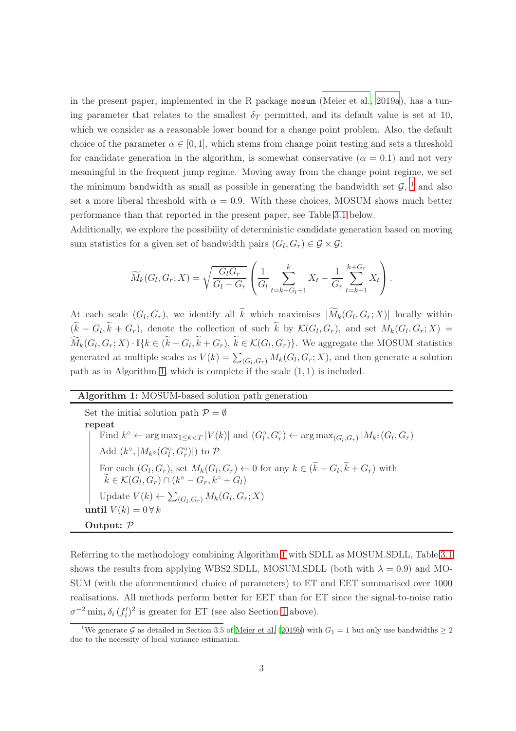in the present paper, implemented in the R package mosum (Meier et al., 2019a), has a tuning parameter that relates to the smallest $\delta_T$ permitted, and its default value is set at 10, which we consider as a reasonable lower bound for a change point problem. Also, the default choice of the parameter $\alpha \in [0, 1]$, which stems from change point testing and sets a threshold for candidate generation in the algorithm, is somewhat conservative ($\alpha = 0.1$) and not very meaningful in the frequent jump regime. Moving away from the change point regime, we set the minimum bandwidth as small as possible in generating the bandwidth set $\mathcal{G}$, [1] and also set a more liberal threshold with $\alpha = 0.9$. With these choices, MOSUM shows much better performance than that reported in the present paper, see Table 3.1 below.

Additionally, we explore the possibility of deterministic candidate generation based on moving sum statistics for a given set of bandwidth pairs $(G_l, G_r) \in \mathcal{G} \times \mathcal{G}$:

$$\widetilde{M}_k(G_l, G_r; X) = \sqrt{\frac{G_l G_r}{G_l + G_r}} \left( \frac{1}{G_l} \sum_{t=k-G_l+1}^{k} X_t - \frac{1}{G_r} \sum_{t=k+1}^{k+G_r} X_t \right).$$

At each scale $(G_l, G_r)$, we identify all $\widetilde{k}$ which maximises $|\widetilde{M}_k(G_l, G_r; X)|$ locally within $(\widetilde{k} - G_l, \widetilde{k} + G_r)$, denote the collection of such $\widetilde{k}$ by $\mathcal{K}(G_l, G_r)$, and set $M_k(G_l, G_r; X) = \widetilde{M}_k(G_l, G_r; X) \cdot \mathbb{I}\{k \in (\widetilde{k} - G_l, \widetilde{k} + G_r), \, \widetilde{k} \in \mathcal{K}(G_l, G_r)\}$. We aggregate the MOSUM statistics generated at multiple scales as $V(k) = \sum_{(G_l, G_r)} M_k(G_l, G_r; X)$, and then generate a solution path as in Algorithm 1, which is complete if the scale $(1, 1)$ is included.

**Algorithm 1:** MOSUM-based solution path generation

> Set the initial solution path $\mathcal{P} = \emptyset$
>
> **repeat**
>
> &nbsp;&nbsp;&nbsp;&nbsp;Find $k^\circ \leftarrow \arg\max_{1 \le k < T} |V(k)|$ and $(G_l^\circ, G_r^\circ) \leftarrow \arg\max_{(G_l, G_r)} |M_{k^\circ}(G_l, G_r)|$
>
> &nbsp;&nbsp;&nbsp;&nbsp;Add $(k^\circ, |M_{k^\circ}(G_l^\circ, G_r^\circ)|)$ to $\mathcal{P}$
>
> &nbsp;&nbsp;&nbsp;&nbsp;For each $(G_l, G_r)$, set $M_k(G_l, G_r) \leftarrow 0$ for any $k \in (\widetilde{k} - G_l, \widetilde{k} + G_r)$ with $\widetilde{k} \in \mathcal{K}(G_l, G_r) \cap (k^\circ - G_r, k^\circ + G_l)$
>
> &nbsp;&nbsp;&nbsp;&nbsp;Update $V(k) \leftarrow \sum_{(G_l, G_r)} M_k(G_l, G_r; X)$
>
> **until** $V(k) = 0 \, \forall \, k$
>
> **Output:** $\mathcal{P}$

Referring to the methodology combining Algorithm 1 with SDLL as MOSUM.SDLL, Table 3.1 shows the results from applying WBS2.SDLL, MOSUM.SDLL (both with $\lambda = 0.9$) and MOSUM (with the aforementioned choice of parameters) to ET and EET summarised over 1000 realisations. All methods perform better for EET than for ET since the signal-to-noise ratio $\sigma^{-2} \min_i \delta_i \, (f_i')^2$ is greater for ET (see also Section 1 above).

[1] We generate $\mathcal{G}$ as detailed in Section 3.5 of Meier et al. (2019b) with $G_1 = 1$ but only use bandwidths $\ge 2$ due to the necessity of local variance estimation.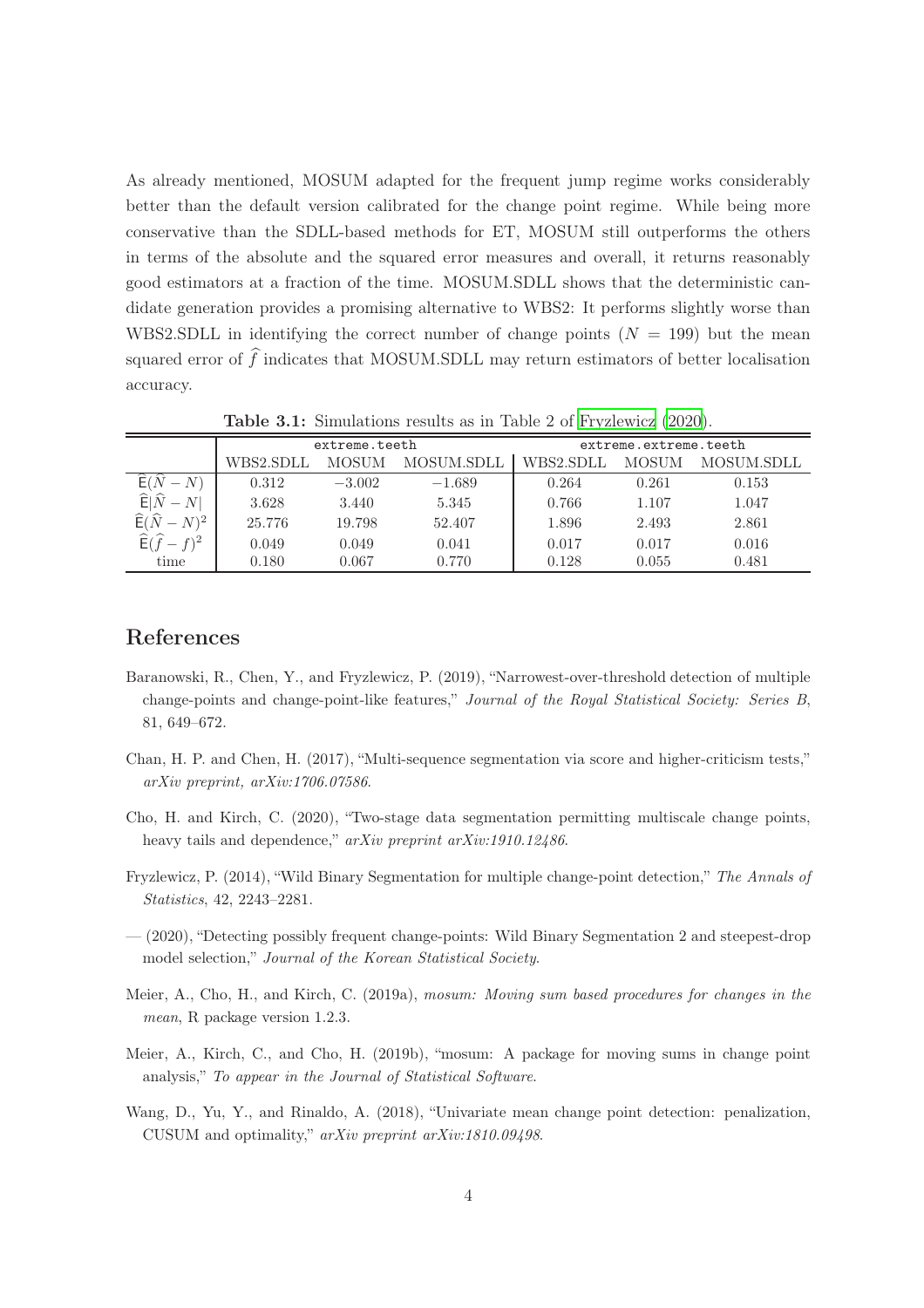As already mentioned, MOSUM adapted for the frequent jump regime works considerably better than the default version calibrated for the change point regime. While being more conservative than the SDLL-based methods for ET, MOSUM still outperforms the others in terms of the absolute and the squared error measures and overall, it returns reasonably good estimators at a fraction of the time. MOSUM.SDLL shows that the deterministic candidate generation provides a promising alternative to WBS2: It performs slightly worse than WBS2.SDLL in identifying the correct number of change points ($N = 199$) but the mean squared error of $\widehat{f}$ indicates that MOSUM.SDLL may return estimators of better localisation accuracy.

**Table 3.1:** Simulations results as in Table 2 of Fryzlewicz (2020).

| | `extreme.teeth` | | | `extreme.extreme.teeth` | | |
|---|---|---|---|---|---|---|
| | WBS2.SDLL | MOSUM | MOSUM.SDLL | WBS2.SDLL | MOSUM | MOSUM.SDLL |
| $\widehat{\mathsf{E}}(\widehat{N} - N)$ | 0.312 | $-3.002$ | $-1.689$ | 0.264 | 0.261 | 0.153 |
| $\widehat{\mathsf{E}}\lvert\widehat{N} - N\rvert$ | 3.628 | 3.440 | 5.345 | 0.766 | 1.107 | 1.047 |
| $\widehat{\mathsf{E}}(\widehat{N} - N)^2$ | 25.776 | 19.798 | 52.407 | 1.896 | 2.493 | 2.861 |
| $\widehat{\mathsf{E}}(\widehat{f} - f)^2$ | 0.049 | 0.049 | 0.041 | 0.017 | 0.017 | 0.016 |
| time | 0.180 | 0.067 | 0.770 | 0.128 | 0.055 | 0.481 |

## References

Baranowski, R., Chen, Y., and Fryzlewicz, P. (2019), "Narrowest-over-threshold detection of multiple change-points and change-point-like features," *Journal of the Royal Statistical Society: Series B*, 81, 649–672.

Chan, H. P. and Chen, H. (2017), "Multi-sequence segmentation via score and higher-criticism tests," *arXiv preprint, arXiv:1706.07586*.

Cho, H. and Kirch, C. (2020), "Two-stage data segmentation permitting multiscale change points, heavy tails and dependence," *arXiv preprint arXiv:1910.12486*.

Fryzlewicz, P. (2014), "Wild Binary Segmentation for multiple change-point detection," *The Annals of Statistics*, 42, 2243–2281.

— (2020), "Detecting possibly frequent change-points: Wild Binary Segmentation 2 and steepest-drop model selection," *Journal of the Korean Statistical Society*.

Meier, A., Cho, H., and Kirch, C. (2019a), *mosum: Moving sum based procedures for changes in the mean*, R package version 1.2.3.

Meier, A., Kirch, C., and Cho, H. (2019b), "mosum: A package for moving sums in change point analysis," *To appear in the Journal of Statistical Software*.

Wang, D., Yu, Y., and Rinaldo, A. (2018), "Univariate mean change point detection: penalization, CUSUM and optimality," *arXiv preprint arXiv:1810.09498*.